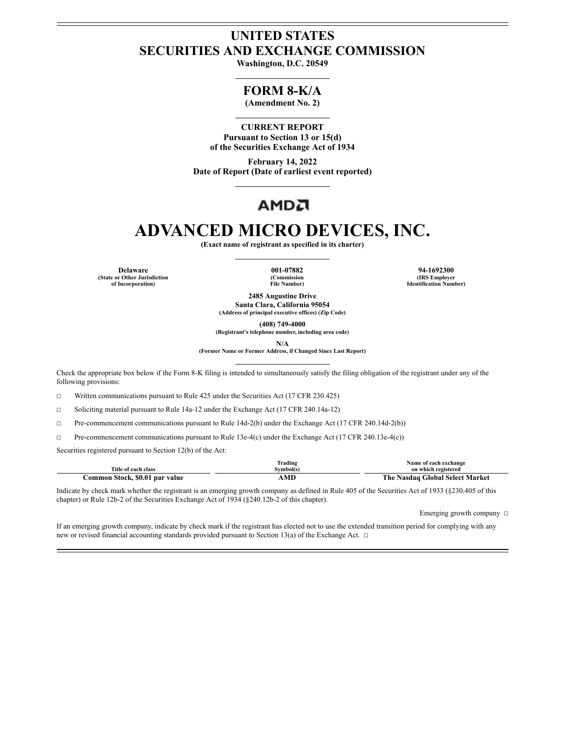# UNITED STATES
# SECURITIES AND EXCHANGE COMMISSION

**Washington, D.C. 20549**

## FORM 8-K/A

**(Amendment No. 2)**

**CURRENT REPORT**
**Pursuant to Section 13 or 15(d)**
**of the Securities Exchange Act of 1934**

**February 14, 2022**
**Date of Report (Date of earliest event reported)**

AMD

# ADVANCED MICRO DEVICES, INC.

**(Exact name of registrant as specified in its charter)**

| | | |
|---|---|---|
| **Delaware** | **001-07882** | **94-1692300** |
| **(State or Other Jurisdiction of Incorporation)** | **(Commission File Number)** | **(IRS Employer Identification Number)** |

**2485 Augustine Drive**
**Santa Clara, California 95054**
**(Address of principal executive offices) (Zip Code)**

**(408) 749-4000**
**(Registrant's telephone number, including area code)**

**N/A**
**(Former Name or Former Address, if Changed Since Last Report)**

Check the appropriate box below if the Form 8-K filing is intended to simultaneously satisfy the filing obligation of the registrant under any of the following provisions:

☐ Written communications pursuant to Rule 425 under the Securities Act (17 CFR 230.425)

☐ Soliciting material pursuant to Rule 14a-12 under the Exchange Act (17 CFR 240.14a-12)

☐ Pre-commencement communications pursuant to Rule 14d-2(b) under the Exchange Act (17 CFR 240.14d-2(b))

☐ Pre-commencement communications pursuant to Rule 13e-4(c) under the Exchange Act (17 CFR 240.13e-4(c))

Securities registered pursuant to Section 12(b) of the Act:

| Title of each class | Trading Symbol(s) | Name of each exchange on which registered |
|---|---|---|
| **Common Stock, $0.01 par value** | **AMD** | **The Nasdaq Global Select Market** |

Indicate by check mark whether the registrant is an emerging growth company as defined in Rule 405 of the Securities Act of 1933 (§230.405 of this chapter) or Rule 12b-2 of the Securities Exchange Act of 1934 (§240.12b-2 of this chapter).

Emerging growth company ☐

If an emerging growth company, indicate by check mark if the registrant has elected not to use the extended transition period for complying with any new or revised financial accounting standards provided pursuant to Section 13(a) of the Exchange Act. ☐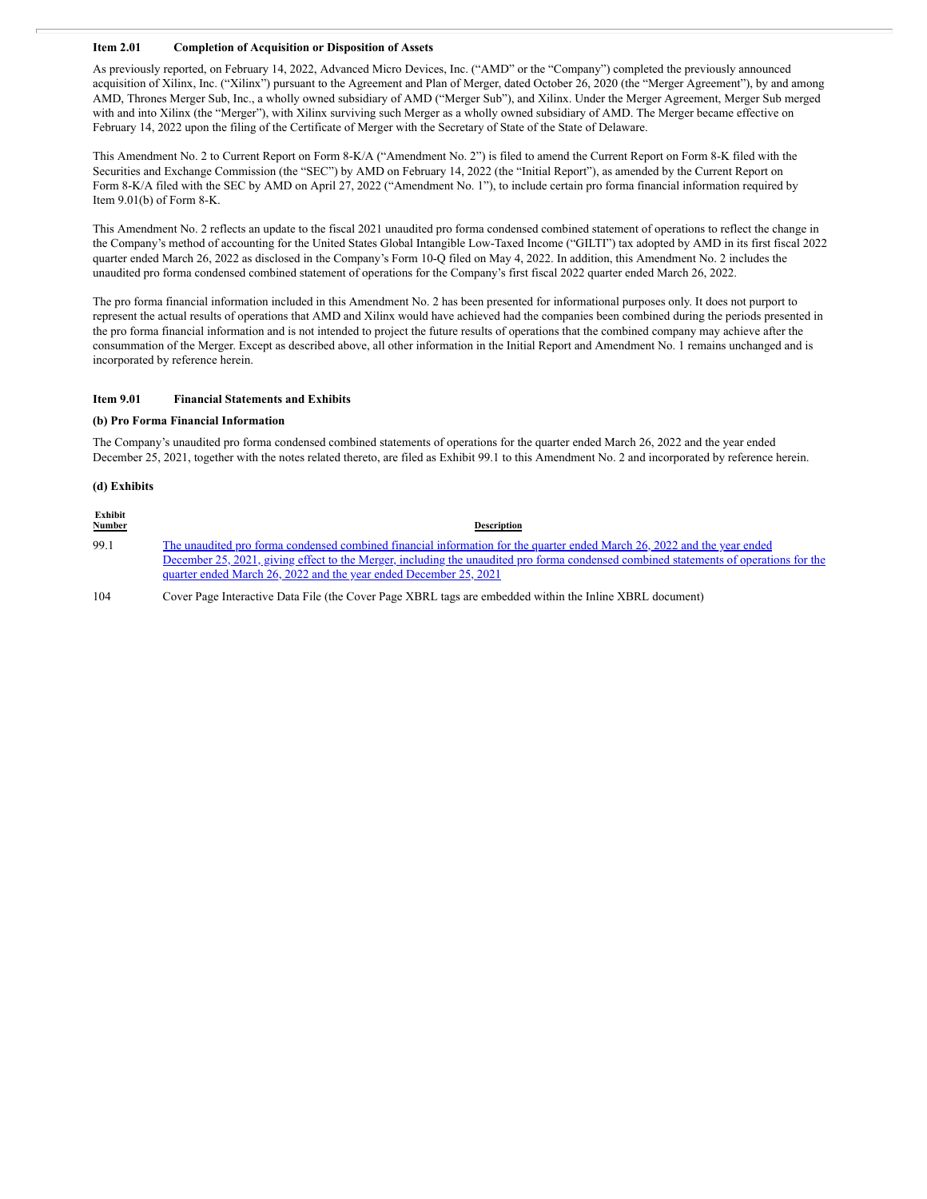### Item 2.01 Completion of Acquisition or Disposition of Assets

As previously reported, on February 14, 2022, Advanced Micro Devices, Inc. ("AMD" or the "Company") completed the previously announced acquisition of Xilinx, Inc. ("Xilinx") pursuant to the Agreement and Plan of Merger, dated October 26, 2020 (the "Merger Agreement"), by and among AMD, Thrones Merger Sub, Inc., a wholly owned subsidiary of AMD ("Merger Sub"), and Xilinx. Under the Merger Agreement, Merger Sub merged with and into Xilinx (the "Merger"), with Xilinx surviving such Merger as a wholly owned subsidiary of AMD. The Merger became effective on February 14, 2022 upon the filing of the Certificate of Merger with the Secretary of State of the State of Delaware.

This Amendment No. 2 to Current Report on Form 8-K/A ("Amendment No. 2") is filed to amend the Current Report on Form 8-K filed with the Securities and Exchange Commission (the "SEC") by AMD on February 14, 2022 (the "Initial Report"), as amended by the Current Report on Form 8-K/A filed with the SEC by AMD on April 27, 2022 ("Amendment No. 1"), to include certain pro forma financial information required by Item 9.01(b) of Form 8-K.

This Amendment No. 2 reflects an update to the fiscal 2021 unaudited pro forma condensed combined statement of operations to reflect the change in the Company's method of accounting for the United States Global Intangible Low-Taxed Income ("GILTI") tax adopted by AMD in its first fiscal 2022 quarter ended March 26, 2022 as disclosed in the Company's Form 10-Q filed on May 4, 2022. In addition, this Amendment No. 2 includes the unaudited pro forma condensed combined statement of operations for the Company's first fiscal 2022 quarter ended March 26, 2022.

The pro forma financial information included in this Amendment No. 2 has been presented for informational purposes only. It does not purport to represent the actual results of operations that AMD and Xilinx would have achieved had the companies been combined during the periods presented in the pro forma financial information and is not intended to project the future results of operations that the combined company may achieve after the consummation of the Merger. Except as described above, all other information in the Initial Report and Amendment No. 1 remains unchanged and is incorporated by reference herein.

### Item 9.01 Financial Statements and Exhibits

**(b) Pro Forma Financial Information**

The Company's unaudited pro forma condensed combined statements of operations for the quarter ended March 26, 2022 and the year ended December 25, 2021, together with the notes related thereto, are filed as Exhibit 99.1 to this Amendment No. 2 and incorporated by reference herein.

**(d) Exhibits**

| Exhibit Number | Description |
|---|---|
| 99.1 | The unaudited pro forma condensed combined financial information for the quarter ended March 26, 2022 and the year ended December 25, 2021, giving effect to the Merger, including the unaudited pro forma condensed combined statements of operations for the quarter ended March 26, 2022 and the year ended December 25, 2021 |
| 104 | Cover Page Interactive Data File (the Cover Page XBRL tags are embedded within the Inline XBRL document) |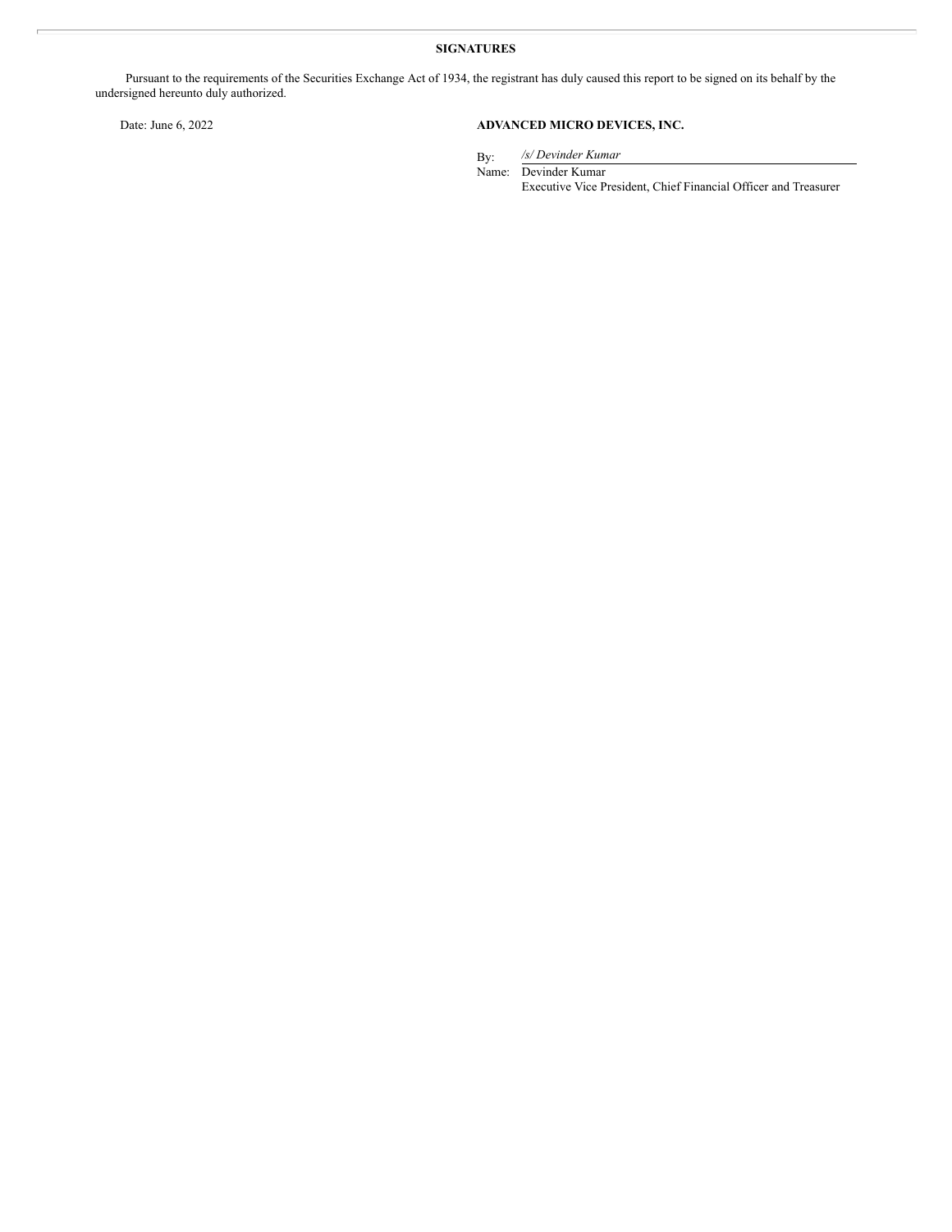**SIGNATURES**

Pursuant to the requirements of the Securities Exchange Act of 1934, the registrant has duly caused this report to be signed on its behalf by the undersigned hereunto duly authorized.

Date: June 6, 2022

**ADVANCED MICRO DEVICES, INC.**

By: */s/ Devinder Kumar*

Name: Devinder Kumar

Executive Vice President, Chief Financial Officer and Treasurer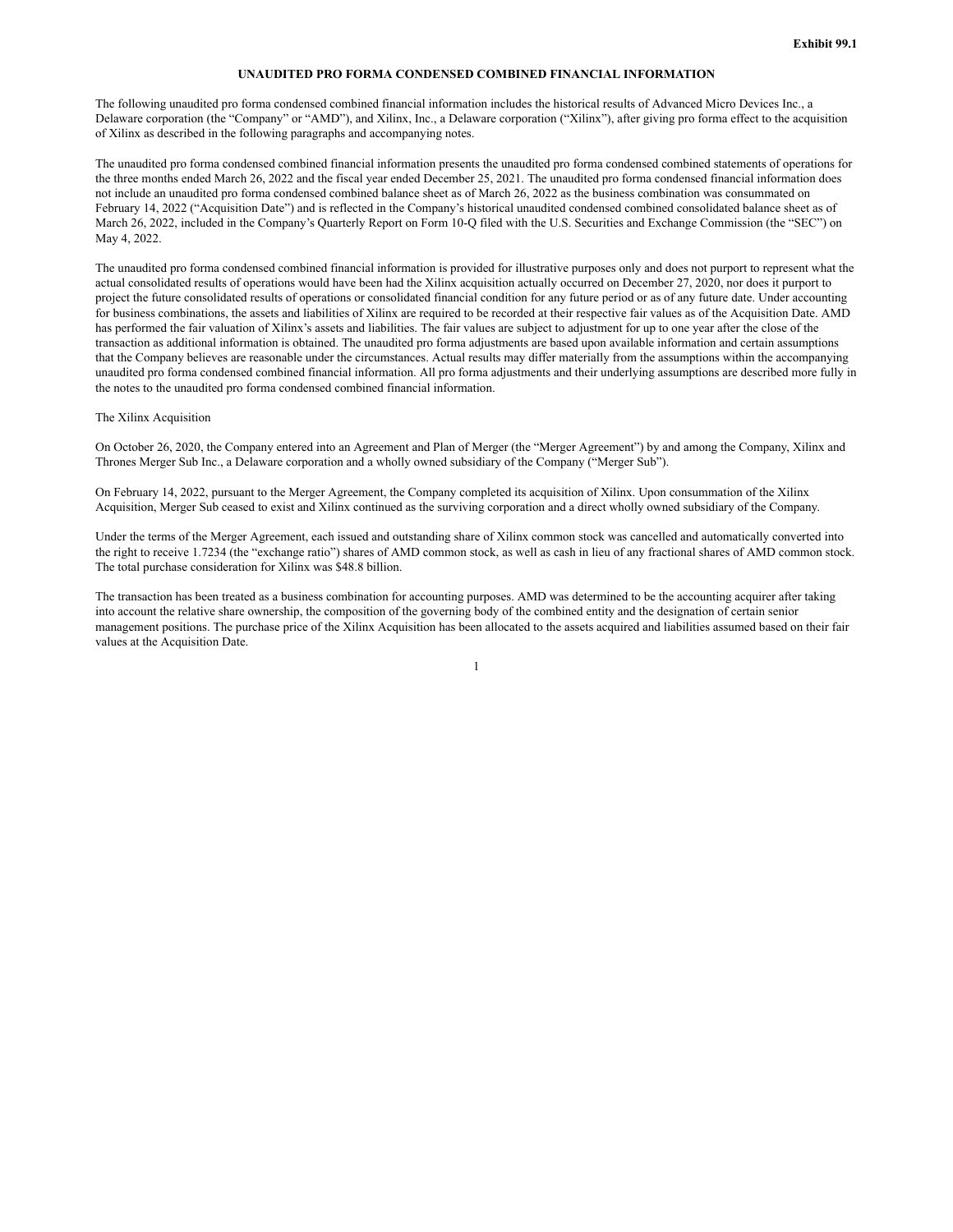Exhibit 99.1

# UNAUDITED PRO FORMA CONDENSED COMBINED FINANCIAL INFORMATION

The following unaudited pro forma condensed combined financial information includes the historical results of Advanced Micro Devices Inc., a Delaware corporation (the "Company" or "AMD"), and Xilinx, Inc., a Delaware corporation ("Xilinx"), after giving pro forma effect to the acquisition of Xilinx as described in the following paragraphs and accompanying notes.

The unaudited pro forma condensed combined financial information presents the unaudited pro forma condensed combined statements of operations for the three months ended March 26, 2022 and the fiscal year ended December 25, 2021. The unaudited pro forma condensed financial information does not include an unaudited pro forma condensed combined balance sheet as of March 26, 2022 as the business combination was consummated on February 14, 2022 ("Acquisition Date") and is reflected in the Company's historical unaudited condensed combined consolidated balance sheet as of March 26, 2022, included in the Company's Quarterly Report on Form 10-Q filed with the U.S. Securities and Exchange Commission (the "SEC") on May 4, 2022.

The unaudited pro forma condensed combined financial information is provided for illustrative purposes only and does not purport to represent what the actual consolidated results of operations would have been had the Xilinx acquisition actually occurred on December 27, 2020, nor does it purport to project the future consolidated results of operations or consolidated financial condition for any future period or as of any future date. Under accounting for business combinations, the assets and liabilities of Xilinx are required to be recorded at their respective fair values as of the Acquisition Date. AMD has performed the fair valuation of Xilinx's assets and liabilities. The fair values are subject to adjustment for up to one year after the close of the transaction as additional information is obtained. The unaudited pro forma adjustments are based upon available information and certain assumptions that the Company believes are reasonable under the circumstances. Actual results may differ materially from the assumptions within the accompanying unaudited pro forma condensed combined financial information. All pro forma adjustments and their underlying assumptions are described more fully in the notes to the unaudited pro forma condensed combined financial information.

The Xilinx Acquisition

On October 26, 2020, the Company entered into an Agreement and Plan of Merger (the "Merger Agreement") by and among the Company, Xilinx and Thrones Merger Sub Inc., a Delaware corporation and a wholly owned subsidiary of the Company ("Merger Sub").

On February 14, 2022, pursuant to the Merger Agreement, the Company completed its acquisition of Xilinx. Upon consummation of the Xilinx Acquisition, Merger Sub ceased to exist and Xilinx continued as the surviving corporation and a direct wholly owned subsidiary of the Company.

Under the terms of the Merger Agreement, each issued and outstanding share of Xilinx common stock was cancelled and automatically converted into the right to receive 1.7234 (the "exchange ratio") shares of AMD common stock, as well as cash in lieu of any fractional shares of AMD common stock. The total purchase consideration for Xilinx was $48.8 billion.

The transaction has been treated as a business combination for accounting purposes. AMD was determined to be the accounting acquirer after taking into account the relative share ownership, the composition of the governing body of the combined entity and the designation of certain senior management positions. The purchase price of the Xilinx Acquisition has been allocated to the assets acquired and liabilities assumed based on their fair values at the Acquisition Date.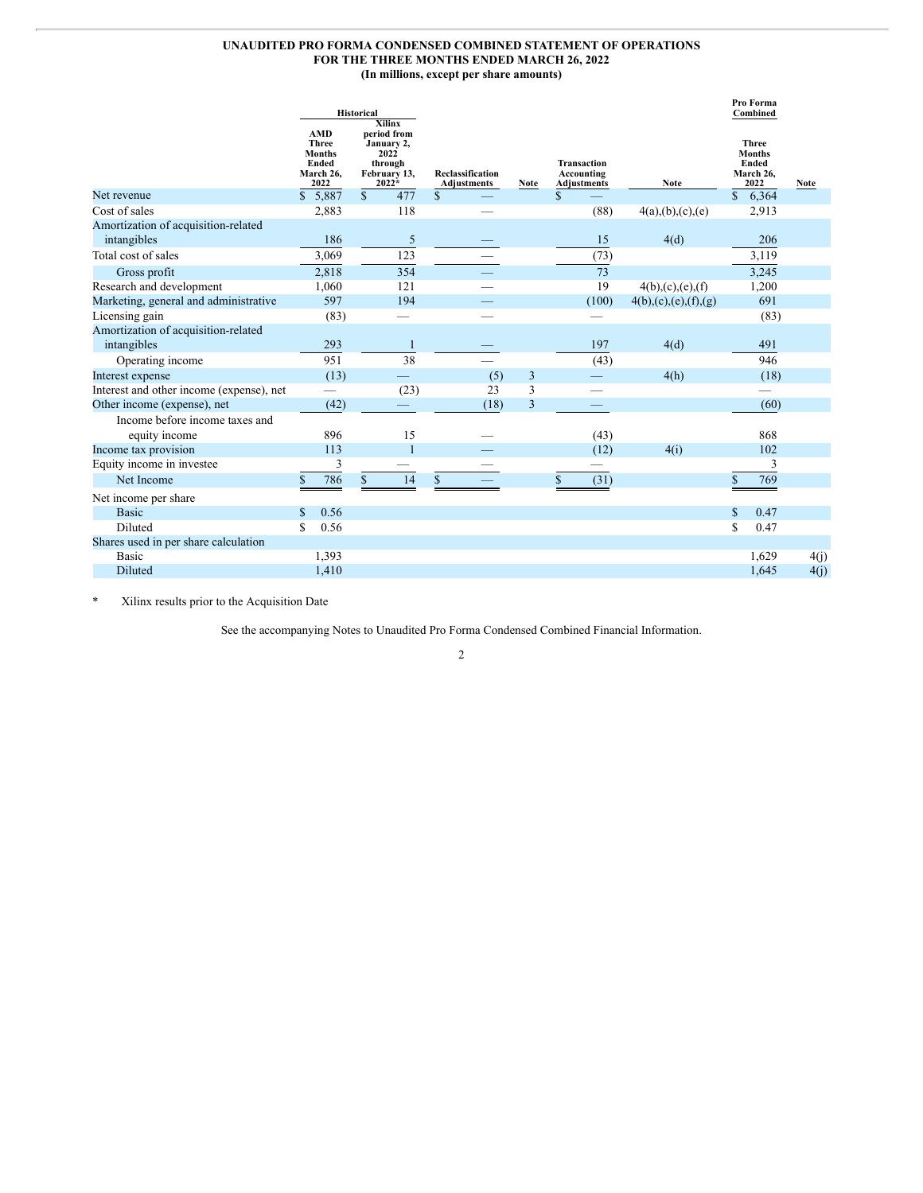**UNAUDITED PRO FORMA CONDENSED COMBINED STATEMENT OF OPERATIONS**
**FOR THE THREE MONTHS ENDED MARCH 26, 2022**
**(In millions, except per share amounts)**

| | Historical | | | | | | Pro Forma Combined | |
|---|---|---|---|---|---|---|---|---|
| | AMD Three Months Ended March 26, 2022 | Xilinx period from January 2, 2022 through February 13, 2022* | Reclassification Adjustments | Note | Transaction Accounting Adjustments | Note | Three Months Ended March 26, 2022 | Note |
| Net revenue | $ 5,887 | $ 477 | $ — | | $ — | | $ 6,364 | |
| Cost of sales | 2,883 | 118 | — | | (88) | 4(a),(b),(c),(e) | 2,913 | |
| Amortization of acquisition-related intangibles | 186 | 5 | — | | 15 | 4(d) | 206 | |
| Total cost of sales | 3,069 | 123 | — | | (73) | | 3,119 | |
| Gross profit | 2,818 | 354 | — | | 73 | | 3,245 | |
| Research and development | 1,060 | 121 | — | | 19 | 4(b),(c),(e),(f) | 1,200 | |
| Marketing, general and administrative | 597 | 194 | — | | (100) | 4(b),(c),(e),(f),(g) | 691 | |
| Licensing gain | (83) | — | — | | — | | (83) | |
| Amortization of acquisition-related intangibles | 293 | 1 | — | | 197 | 4(d) | 491 | |
| Operating income | 951 | 38 | — | | (43) | | 946 | |
| Interest expense | (13) | — | (5) | 3 | — | 4(h) | (18) | |
| Interest and other income (expense), net | — | (23) | 23 | 3 | — | | — | |
| Other income (expense), net | (42) | — | (18) | 3 | — | | (60) | |
| Income before income taxes and equity income | 896 | 15 | — | | (43) | | 868 | |
| Income tax provision | 113 | 1 | — | | (12) | 4(i) | 102 | |
| Equity income in investee | 3 | — | — | | — | | 3 | |
| Net Income | $ 786 | $ 14 | $ — | | $ (31) | | $ 769 | |
| Net income per share | | | | | | | | |
| Basic | $ 0.56 | | | | | | $ 0.47 | |
| Diluted | $ 0.56 | | | | | | $ 0.47 | |
| Shares used in per share calculation | | | | | | | | |
| Basic | 1,393 | | | | | | 1,629 | 4(j) |
| Diluted | 1,410 | | | | | | 1,645 | 4(j) |

\* Xilinx results prior to the Acquisition Date

See the accompanying Notes to Unaudited Pro Forma Condensed Combined Financial Information.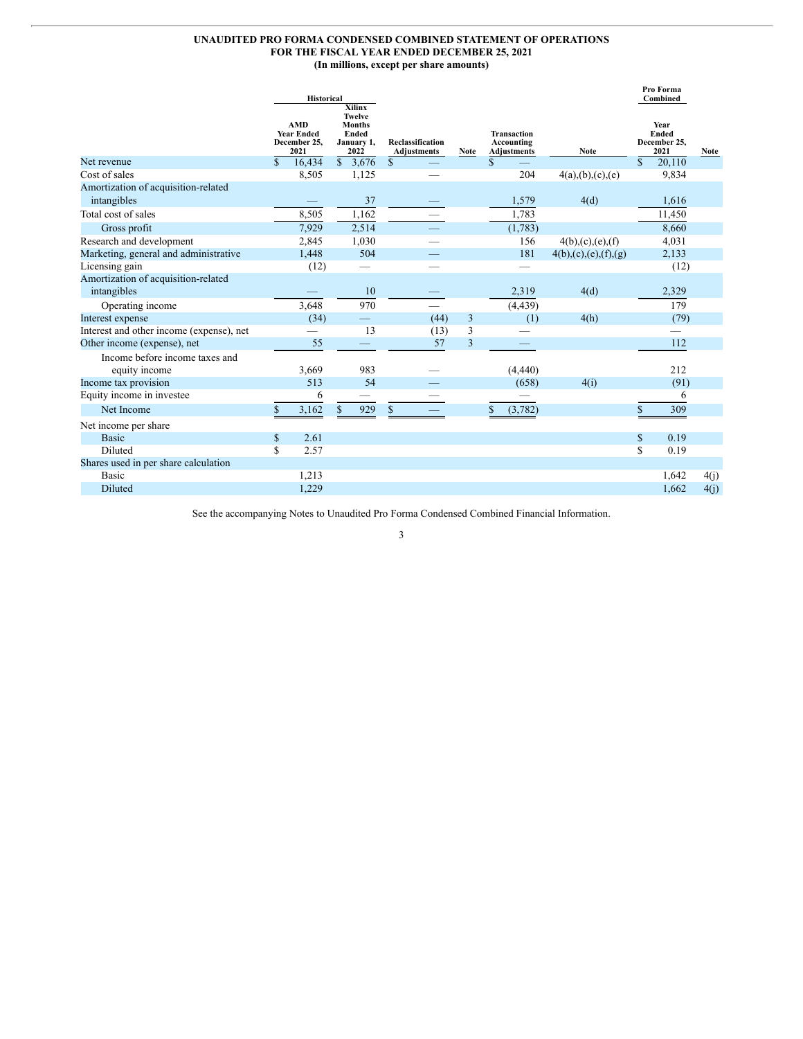**UNAUDITED PRO FORMA CONDENSED COMBINED STATEMENT OF OPERATIONS**
**FOR THE FISCAL YEAR ENDED DECEMBER 25, 2021**
**(In millions, except per share amounts)**

| | Historical | | | | | | Pro Forma Combined | |
|---|---|---|---|---|---|---|---|---|
| | AMD Year Ended December 25, 2021 | Xilinx Twelve Months Ended January 1, 2022 | Reclassification Adjustments | Note | Transaction Accounting Adjustments | Note | Year Ended December 25, 2021 | Note |
| Net revenue | $ 16,434 | $ 3,676 | $ — | | $ — | | $ 20,110 | |
| Cost of sales | 8,505 | 1,125 | — | | 204 | 4(a),(b),(c),(e) | 9,834 | |
| Amortization of acquisition-related intangibles | — | 37 | — | | 1,579 | 4(d) | 1,616 | |
| Total cost of sales | 8,505 | 1,162 | — | | 1,783 | | 11,450 | |
| Gross profit | 7,929 | 2,514 | — | | (1,783) | | 8,660 | |
| Research and development | 2,845 | 1,030 | — | | 156 | 4(b),(c),(e),(f) | 4,031 | |
| Marketing, general and administrative | 1,448 | 504 | — | | 181 | 4(b),(c),(e),(f),(g) | 2,133 | |
| Licensing gain | (12) | — | — | | — | | (12) | |
| Amortization of acquisition-related intangibles | — | 10 | — | | 2,319 | 4(d) | 2,329 | |
| Operating income | 3,648 | 970 | — | | (4,439) | | 179 | |
| Interest expense | (34) | — | (44) | 3 | (1) | 4(h) | (79) | |
| Interest and other income (expense), net | — | 13 | (13) | 3 | — | | — | |
| Other income (expense), net | 55 | — | 57 | 3 | — | | 112 | |
| Income before income taxes and equity income | 3,669 | 983 | — | | (4,440) | | 212 | |
| Income tax provision | 513 | 54 | — | | (658) | 4(i) | (91) | |
| Equity income in investee | 6 | — | — | | — | | 6 | |
| Net Income | $ 3,162 | $ 929 | $ — | | $ (3,782) | | $ 309 | |
| Net income per share | | | | | | | | |
| Basic | $ 2.61 | | | | | | $ 0.19 | |
| Diluted | $ 2.57 | | | | | | $ 0.19 | |
| Shares used in per share calculation | | | | | | | | |
| Basic | 1,213 | | | | | | 1,642 | 4(j) |
| Diluted | 1,229 | | | | | | 1,662 | 4(j) |

See the accompanying Notes to Unaudited Pro Forma Condensed Combined Financial Information.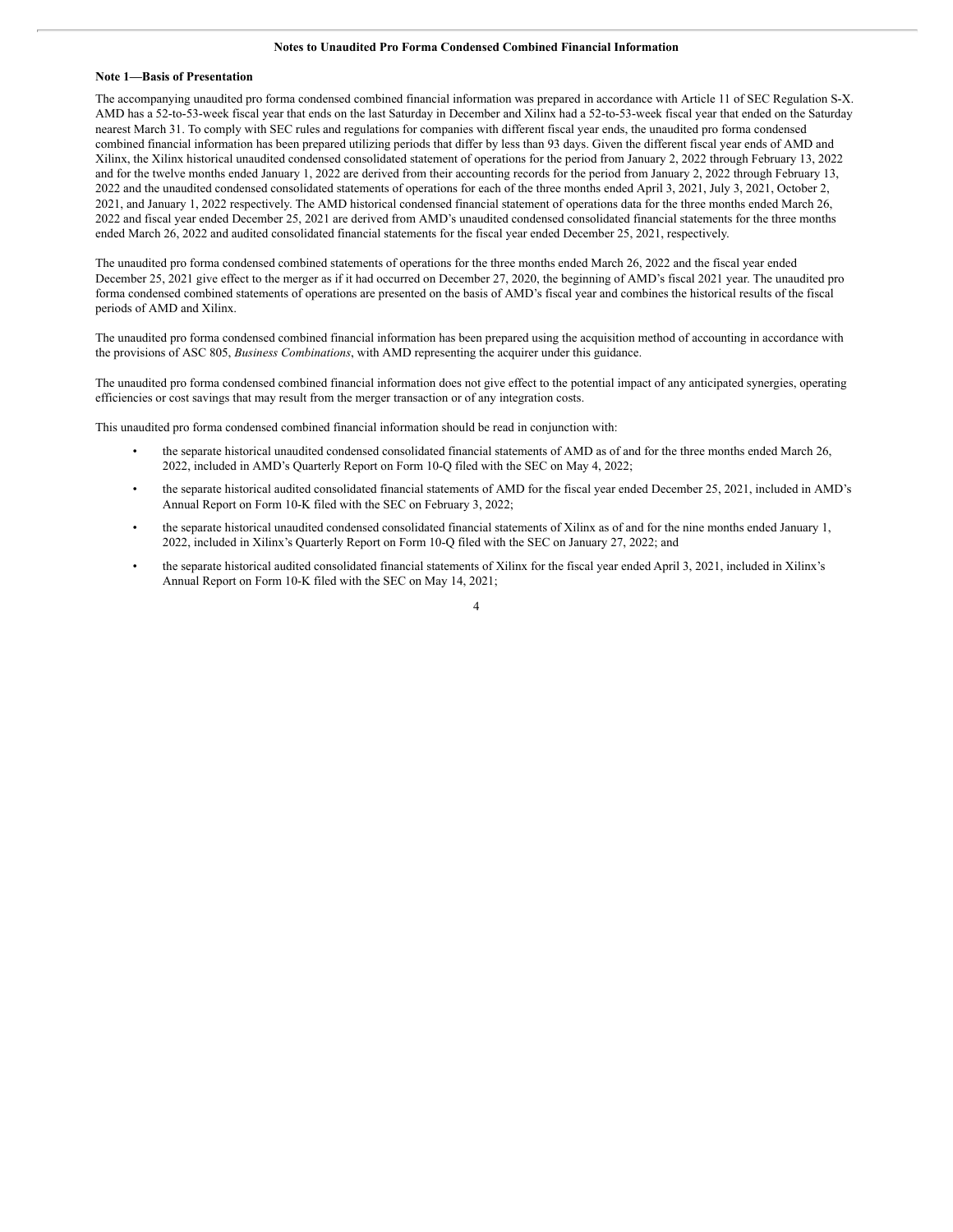## Notes to Unaudited Pro Forma Condensed Combined Financial Information

### Note 1—Basis of Presentation

The accompanying unaudited pro forma condensed combined financial information was prepared in accordance with Article 11 of SEC Regulation S-X. AMD has a 52-to-53-week fiscal year that ends on the last Saturday in December and Xilinx had a 52-to-53-week fiscal year that ended on the Saturday nearest March 31. To comply with SEC rules and regulations for companies with different fiscal year ends, the unaudited pro forma condensed combined financial information has been prepared utilizing periods that differ by less than 93 days. Given the different fiscal year ends of AMD and Xilinx, the Xilinx historical unaudited condensed consolidated statement of operations for the period from January 2, 2022 through February 13, 2022 and for the twelve months ended January 1, 2022 are derived from their accounting records for the period from January 2, 2022 through February 13, 2022 and the unaudited condensed consolidated statements of operations for each of the three months ended April 3, 2021, July 3, 2021, October 2, 2021, and January 1, 2022 respectively. The AMD historical condensed financial statement of operations data for the three months ended March 26, 2022 and fiscal year ended December 25, 2021 are derived from AMD's unaudited condensed consolidated financial statements for the three months ended March 26, 2022 and audited consolidated financial statements for the fiscal year ended December 25, 2021, respectively.

The unaudited pro forma condensed combined statements of operations for the three months ended March 26, 2022 and the fiscal year ended December 25, 2021 give effect to the merger as if it had occurred on December 27, 2020, the beginning of AMD's fiscal 2021 year. The unaudited pro forma condensed combined statements of operations are presented on the basis of AMD's fiscal year and combines the historical results of the fiscal periods of AMD and Xilinx.

The unaudited pro forma condensed combined financial information has been prepared using the acquisition method of accounting in accordance with the provisions of ASC 805, *Business Combinations*, with AMD representing the acquirer under this guidance.

The unaudited pro forma condensed combined financial information does not give effect to the potential impact of any anticipated synergies, operating efficiencies or cost savings that may result from the merger transaction or of any integration costs.

This unaudited pro forma condensed combined financial information should be read in conjunction with:

- the separate historical unaudited condensed consolidated financial statements of AMD as of and for the three months ended March 26, 2022, included in AMD's Quarterly Report on Form 10-Q filed with the SEC on May 4, 2022;
- the separate historical audited consolidated financial statements of AMD for the fiscal year ended December 25, 2021, included in AMD's Annual Report on Form 10-K filed with the SEC on February 3, 2022;
- the separate historical unaudited condensed consolidated financial statements of Xilinx as of and for the nine months ended January 1, 2022, included in Xilinx's Quarterly Report on Form 10-Q filed with the SEC on January 27, 2022; and
- the separate historical audited consolidated financial statements of Xilinx for the fiscal year ended April 3, 2021, included in Xilinx's Annual Report on Form 10-K filed with the SEC on May 14, 2021;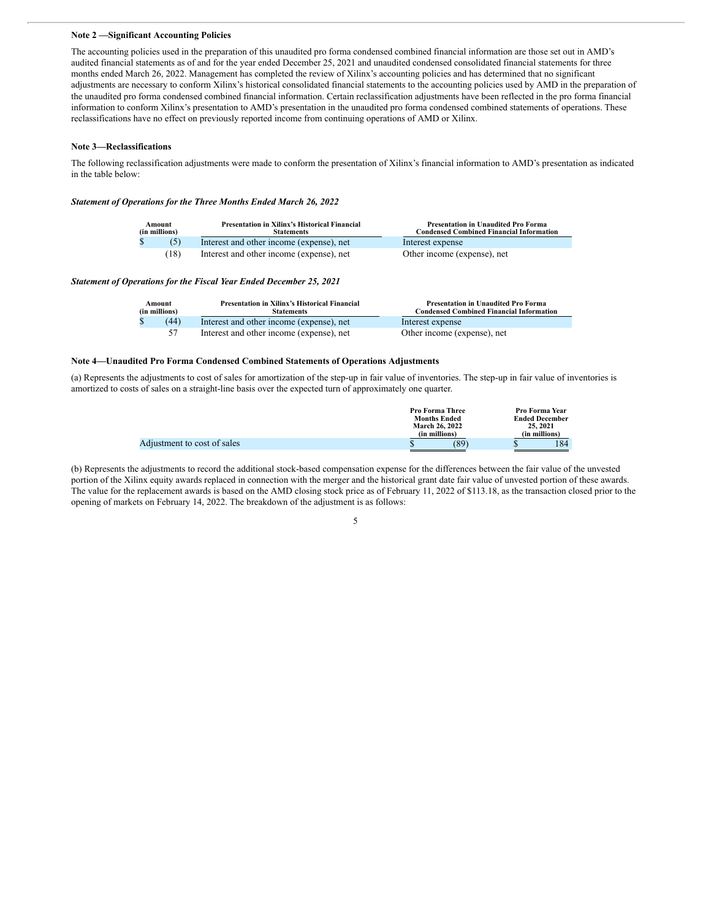**Note 2 —Significant Accounting Policies**

The accounting policies used in the preparation of this unaudited pro forma condensed combined financial information are those set out in AMD's audited financial statements as of and for the year ended December 25, 2021 and unaudited condensed consolidated financial statements for three months ended March 26, 2022. Management has completed the review of Xilinx's accounting policies and has determined that no significant adjustments are necessary to conform Xilinx's historical consolidated financial statements to the accounting policies used by AMD in the preparation of the unaudited pro forma condensed combined financial information. Certain reclassification adjustments have been reflected in the pro forma financial information to conform Xilinx's presentation to AMD's presentation in the unaudited pro forma condensed combined statements of operations. These reclassifications have no effect on previously reported income from continuing operations of AMD or Xilinx.

**Note 3—Reclassifications**

The following reclassification adjustments were made to conform the presentation of Xilinx's financial information to AMD's presentation as indicated in the table below:

***Statement of Operations for the Three Months Ended March 26, 2022***

| Amount (in millions) | Presentation in Xilinx's Historical Financial Statements | Presentation in Unaudited Pro Forma Condensed Combined Financial Information |
|---|---|---|
| $ (5) | Interest and other income (expense), net | Interest expense |
| (18) | Interest and other income (expense), net | Other income (expense), net |

***Statement of Operations for the Fiscal Year Ended December 25, 2021***

| Amount (in millions) | Presentation in Xilinx's Historical Financial Statements | Presentation in Unaudited Pro Forma Condensed Combined Financial Information |
|---|---|---|
| $ (44) | Interest and other income (expense), net | Interest expense |
| 57 | Interest and other income (expense), net | Other income (expense), net |

**Note 4—Unaudited Pro Forma Condensed Combined Statements of Operations Adjustments**

(a) Represents the adjustments to cost of sales for amortization of the step-up in fair value of inventories. The step-up in fair value of inventories is amortized to costs of sales on a straight-line basis over the expected turn of approximately one quarter.

| | Pro Forma Three Months Ended March 26, 2022 (in millions) | Pro Forma Year Ended December 25, 2021 (in millions) |
|---|---|---|
| Adjustment to cost of sales | $ (89) | $ 184 |

(b) Represents the adjustments to record the additional stock-based compensation expense for the differences between the fair value of the unvested portion of the Xilinx equity awards replaced in connection with the merger and the historical grant date fair value of unvested portion of these awards. The value for the replacement awards is based on the AMD closing stock price as of February 11, 2022 of $113.18, as the transaction closed prior to the opening of markets on February 14, 2022. The breakdown of the adjustment is as follows: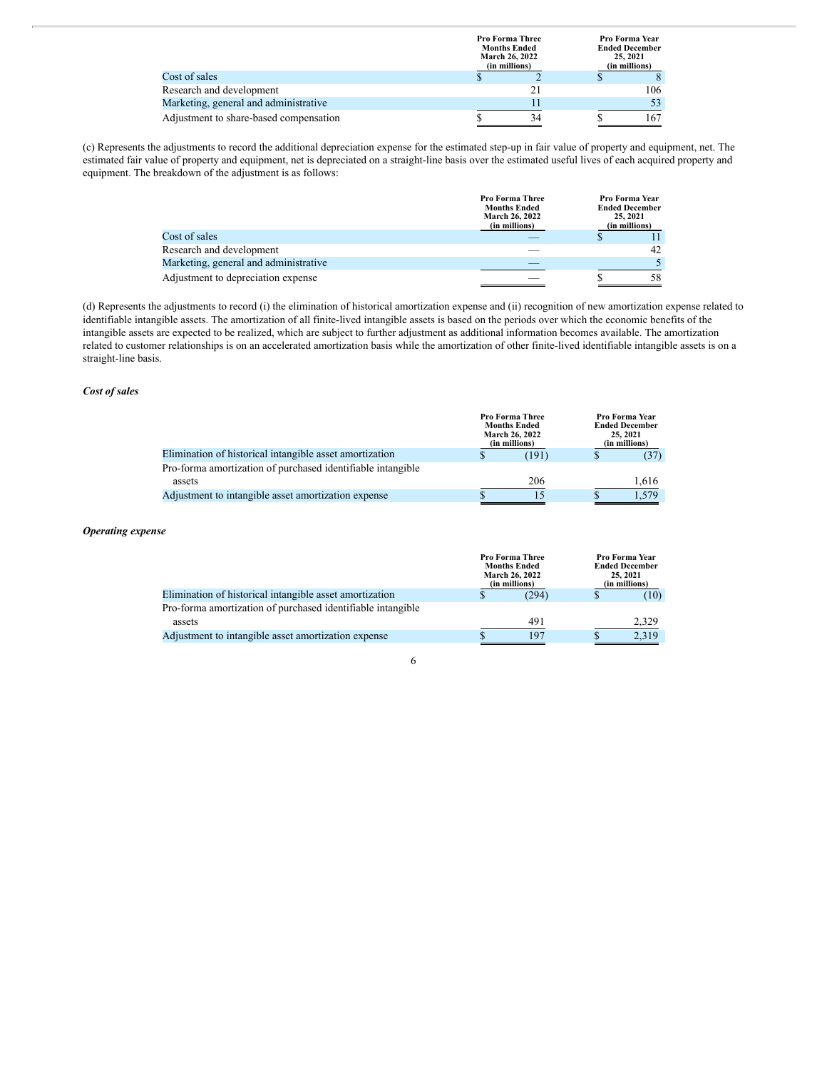| | Pro Forma Three Months Ended March 26, 2022 (in millions) | Pro Forma Year Ended December 25, 2021 (in millions) |
|---|---|---|
| Cost of sales | $ 2 | $ 8 |
| Research and development | 21 | 106 |
| Marketing, general and administrative | 11 | 53 |
| Adjustment to share-based compensation | $ 34 | $ 167 |

(c) Represents the adjustments to record the additional depreciation expense for the estimated step-up in fair value of property and equipment, net. The estimated fair value of property and equipment, net is depreciated on a straight-line basis over the estimated useful lives of each acquired property and equipment. The breakdown of the adjustment is as follows:

| | Pro Forma Three Months Ended March 26, 2022 (in millions) | Pro Forma Year Ended December 25, 2021 (in millions) |
|---|---|---|
| Cost of sales | — | $ 11 |
| Research and development | — | 42 |
| Marketing, general and administrative | — | 5 |
| Adjustment to depreciation expense | — | $ 58 |

(d) Represents the adjustments to record (i) the elimination of historical amortization expense and (ii) recognition of new amortization expense related to identifiable intangible assets. The amortization of all finite-lived intangible assets is based on the periods over which the economic benefits of the intangible assets are expected to be realized, which are subject to further adjustment as additional information becomes available. The amortization related to customer relationships is on an accelerated amortization basis while the amortization of other finite-lived identifiable intangible assets is on a straight-line basis.

***Cost of sales***

| | Pro Forma Three Months Ended March 26, 2022 (in millions) | Pro Forma Year Ended December 25, 2021 (in millions) |
|---|---|---|
| Elimination of historical intangible asset amortization | $ (191) | $ (37) |
| Pro-forma amortization of purchased identifiable intangible assets | 206 | 1,616 |
| Adjustment to intangible asset amortization expense | $ 15 | $ 1,579 |

***Operating expense***

| | Pro Forma Three Months Ended March 26, 2022 (in millions) | Pro Forma Year Ended December 25, 2021 (in millions) |
|---|---|---|
| Elimination of historical intangible asset amortization | $ (294) | $ (10) |
| Pro-forma amortization of purchased identifiable intangible assets | 491 | 2,329 |
| Adjustment to intangible asset amortization expense | $ 197 | $ 2,319 |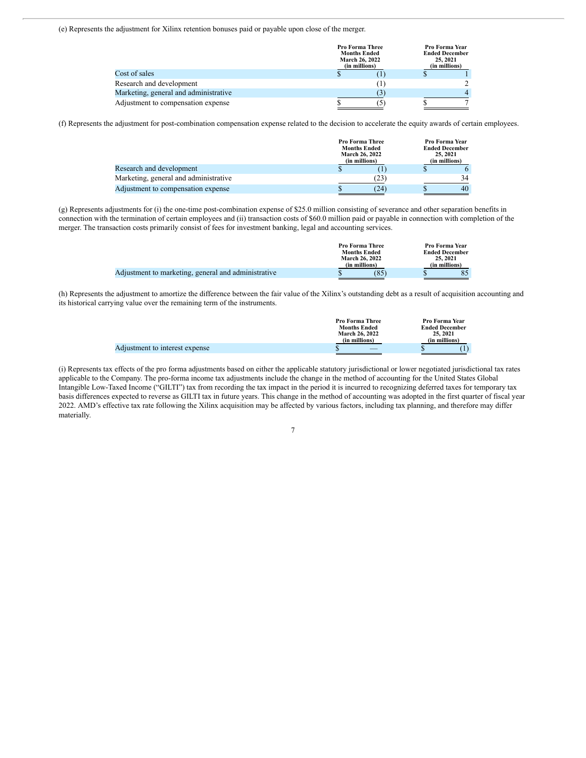(e) Represents the adjustment for Xilinx retention bonuses paid or payable upon close of the merger.

| | Pro Forma Three Months Ended March 26, 2022 (in millions) | Pro Forma Year Ended December 25, 2021 (in millions) |
|---|---|---|
| Cost of sales | $ (1) | $ 1 |
| Research and development | (1) | 2 |
| Marketing, general and administrative | (3) | 4 |
| Adjustment to compensation expense | $ (5) | $ 7 |

(f) Represents the adjustment for post-combination compensation expense related to the decision to accelerate the equity awards of certain employees.

| | Pro Forma Three Months Ended March 26, 2022 (in millions) | Pro Forma Year Ended December 25, 2021 (in millions) |
|---|---|---|
| Research and development | $ (1) | $ 6 |
| Marketing, general and administrative | (23) | 34 |
| Adjustment to compensation expense | $ (24) | $ 40 |

(g) Represents adjustments for (i) the one-time post-combination expense of $25.0 million consisting of severance and other separation benefits in connection with the termination of certain employees and (ii) transaction costs of $60.0 million paid or payable in connection with completion of the merger. The transaction costs primarily consist of fees for investment banking, legal and accounting services.

| | Pro Forma Three Months Ended March 26, 2022 (in millions) | Pro Forma Year Ended December 25, 2021 (in millions) |
|---|---|---|
| Adjustment to marketing, general and administrative | $ (85) | $ 85 |

(h) Represents the adjustment to amortize the difference between the fair value of the Xilinx's outstanding debt as a result of acquisition accounting and its historical carrying value over the remaining term of the instruments.

| | Pro Forma Three Months Ended March 26, 2022 (in millions) | Pro Forma Year Ended December 25, 2021 (in millions) |
|---|---|---|
| Adjustment to interest expense | $ — | $ (1) |

(i) Represents tax effects of the pro forma adjustments based on either the applicable statutory jurisdictional or lower negotiated jurisdictional tax rates applicable to the Company. The pro-forma income tax adjustments include the change in the method of accounting for the United States Global Intangible Low-Taxed Income ("GILTI") tax from recording the tax impact in the period it is incurred to recognizing deferred taxes for temporary tax basis differences expected to reverse as GILTI tax in future years. This change in the method of accounting was adopted in the first quarter of fiscal year 2022. AMD's effective tax rate following the Xilinx acquisition may be affected by various factors, including tax planning, and therefore may differ materially.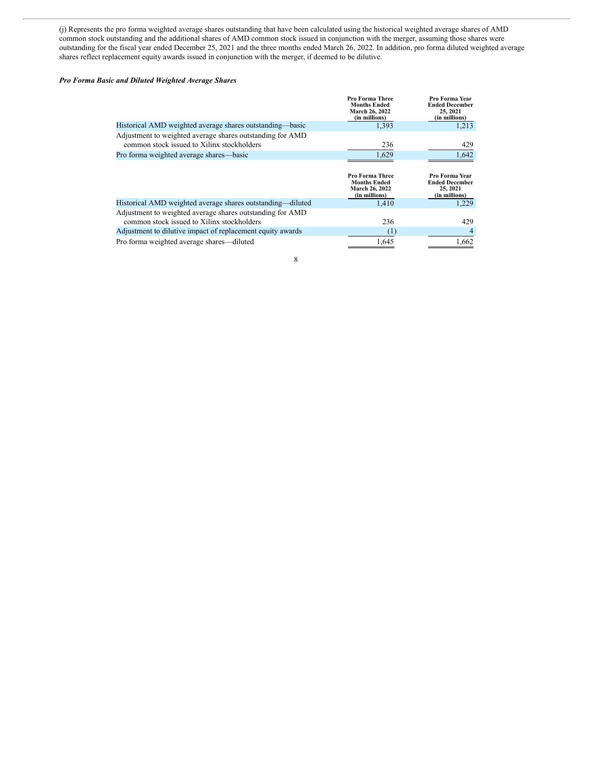(j) Represents the pro forma weighted average shares outstanding that have been calculated using the historical weighted average shares of AMD common stock outstanding and the additional shares of AMD common stock issued in conjunction with the merger, assuming those shares were outstanding for the fiscal year ended December 25, 2021 and the three months ended March 26, 2022. In addition, pro forma diluted weighted average shares reflect replacement equity awards issued in conjunction with the merger, if deemed to be dilutive.

***Pro Forma Basic and Diluted Weighted Average Shares***

| | Pro Forma Three Months Ended March 26, 2022 (in millions) | Pro Forma Year Ended December 25, 2021 (in millions) |
|---|---|---|
| Historical AMD weighted average shares outstanding—basic | 1,393 | 1,213 |
| Adjustment to weighted average shares outstanding for AMD common stock issued to Xilinx stockholders | 236 | 429 |
| Pro forma weighted average shares—basic | 1,629 | 1,642 |

| | Pro Forma Three Months Ended March 26, 2022 (in millions) | Pro Forma Year Ended December 25, 2021 (in millions) |
|---|---|---|
| Historical AMD weighted average shares outstanding—diluted | 1,410 | 1,229 |
| Adjustment to weighted average shares outstanding for AMD common stock issued to Xilinx stockholders | 236 | 429 |
| Adjustment to dilutive impact of replacement equity awards | (1) | 4 |
| Pro forma weighted average shares—diluted | 1,645 | 1,662 |